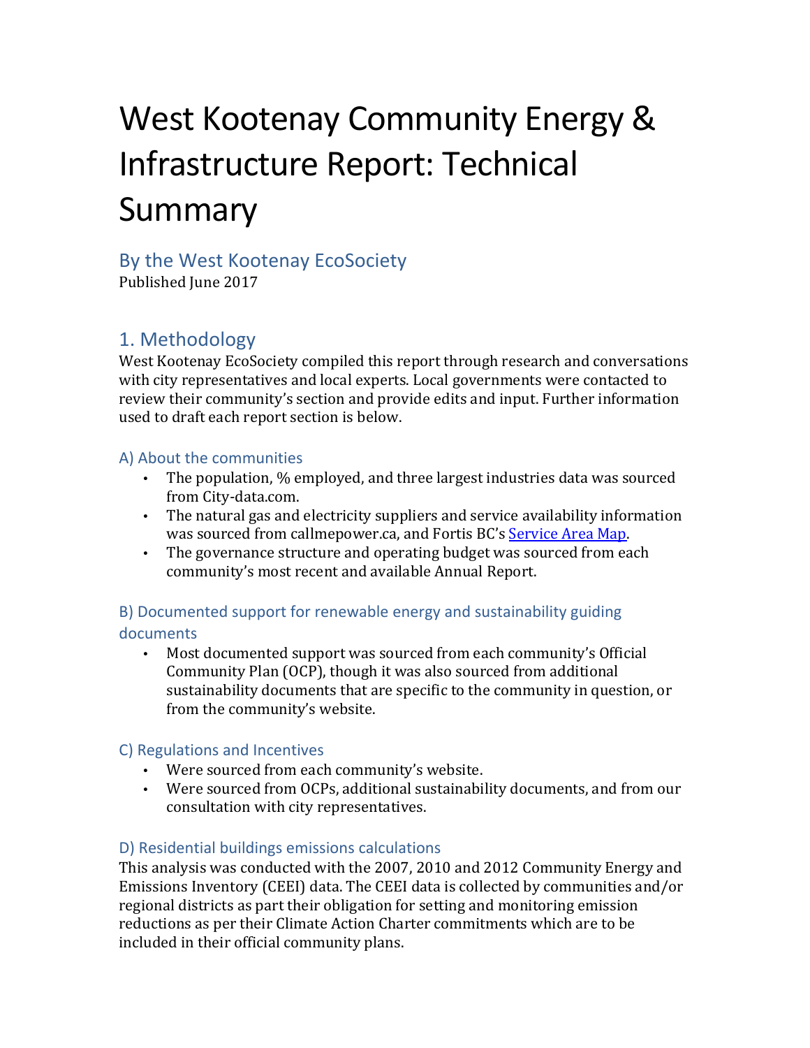# West Kootenay Community Energy & Infrastructure Report: Technical Summary

## By the West Kootenay EcoSociety

Published June 2017

## 1. Methodology

West Kootenay EcoSociety compiled this report through research and conversations with city representatives and local experts. Local governments were contacted to review their community's section and provide edits and input. Further information used to draft each report section is below.

### A) About the communities

- The population, % employed, and three largest industries data was sourced from City-data.com.
- The natural gas and electricity suppliers and service availability information was sourced from callmepower.ca, and Fortis BC's Service Area Map.
- The governance structure and operating budget was sourced from each community's most recent and available Annual Report.

### B) Documented support for renewable energy and sustainability guiding documents

- Most documented support was sourced from each community's Official Community Plan (OCP), though it was also sourced from additional sustainability documents that are specific to the community in question, or from the community's website.

### C) Regulations and Incentives

- Were sourced from each community's website.
- Were sourced from OCPs, additional sustainability documents, and from our consultation with city representatives.

### D) Residential buildings emissions calculations

This analysis was conducted with the 2007, 2010 and 2012 Community Energy and Emissions Inventory (CEEI) data. The CEEI data is collected by communities and/or regional districts as part their obligation for setting and monitoring emission reductions as per their Climate Action Charter commitments which are to be included in their official community plans.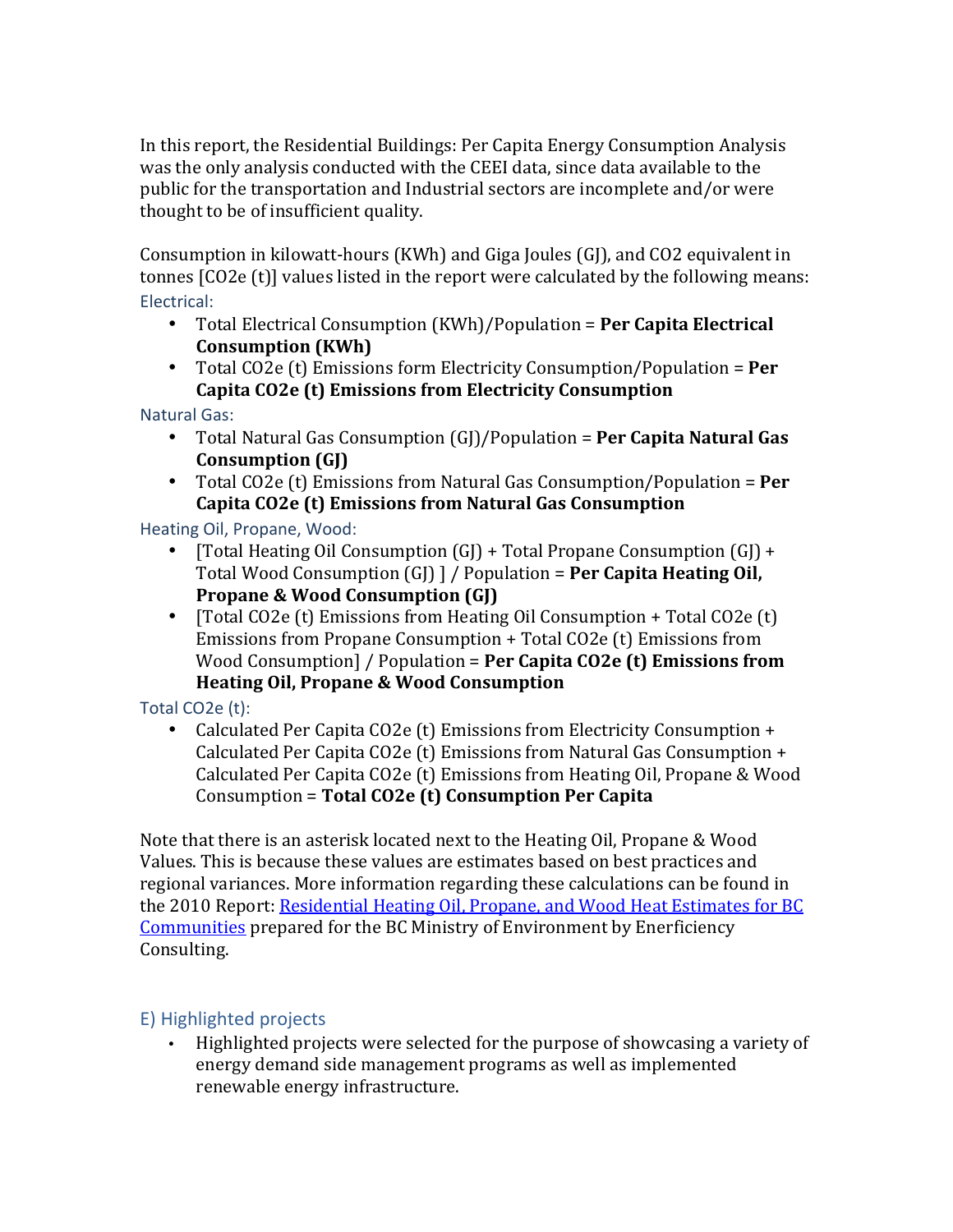In this report, the Residential Buildings: Per Capita Energy Consumption Analysis was the only analysis conducted with the CEEI data, since data available to the public for the transportation and Industrial sectors are incomplete and/or were thought to be of insufficient quality.

Consumption in kilowatt-hours (KWh) and Giga Joules (GJ), and CO2 equivalent in tonnes [CO2e (t)] values listed in the report were calculated by the following means:

Electrical:

- Total Electrical Consumption (KWh)/Population = **Per Capita Electrical Consumption (KWh)**
- Total CO2e (t) Emissions form Electricity Consumption/Population = **Per Capita CO2e (t) Emissions from Electricity Consumption**

Natural Gas:

- Total Natural Gas Consumption (GJ)/Population = **Per Capita Natural Gas Consumption (GJ)**
- Total CO2e (t) Emissions from Natural Gas Consumption/Population = **Per Capita CO2e (t) Emissions from Natural Gas Consumption**

Heating Oil, Propane, Wood:

- [Total Heating Oil Consumption (GJ) + Total Propane Consumption (GJ) + Total Wood Consumption (GJ) ] / Population = **Per Capita Heating Oil, Propane & Wood Consumption (GJ)**
- [Total CO2e (t) Emissions from Heating Oil Consumption + Total CO2e (t) Emissions from Propane Consumption + Total CO2e (t) Emissions from Wood Consumption] / Population = **Per Capita CO2e (t) Emissions from Heating Oil, Propane & Wood Consumption**

Total CO2e (t):

- Calculated Per Capita CO2e (t) Emissions from Electricity Consumption + Calculated Per Capita CO2e (t) Emissions from Natural Gas Consumption + Calculated Per Capita CO2e (t) Emissions from Heating Oil, Propane & Wood Consumption = **Total CO2e (t) Consumption Per Capita**

Note that there is an asterisk located next to the Heating Oil, Propane & Wood Values. This is because these values are estimates based on best practices and regional variances. More information regarding these calculations can be found in the 2010 Report: Residential Heating Oil, Propane, and Wood Heat Estimates for BC Communities prepared for the BC Ministry of Environment by Enerficiency Consulting.

## E) Highlighted projects

- Highlighted projects were selected for the purpose of showcasing a variety of energy demand side management programs as well as implemented renewable energy infrastructure.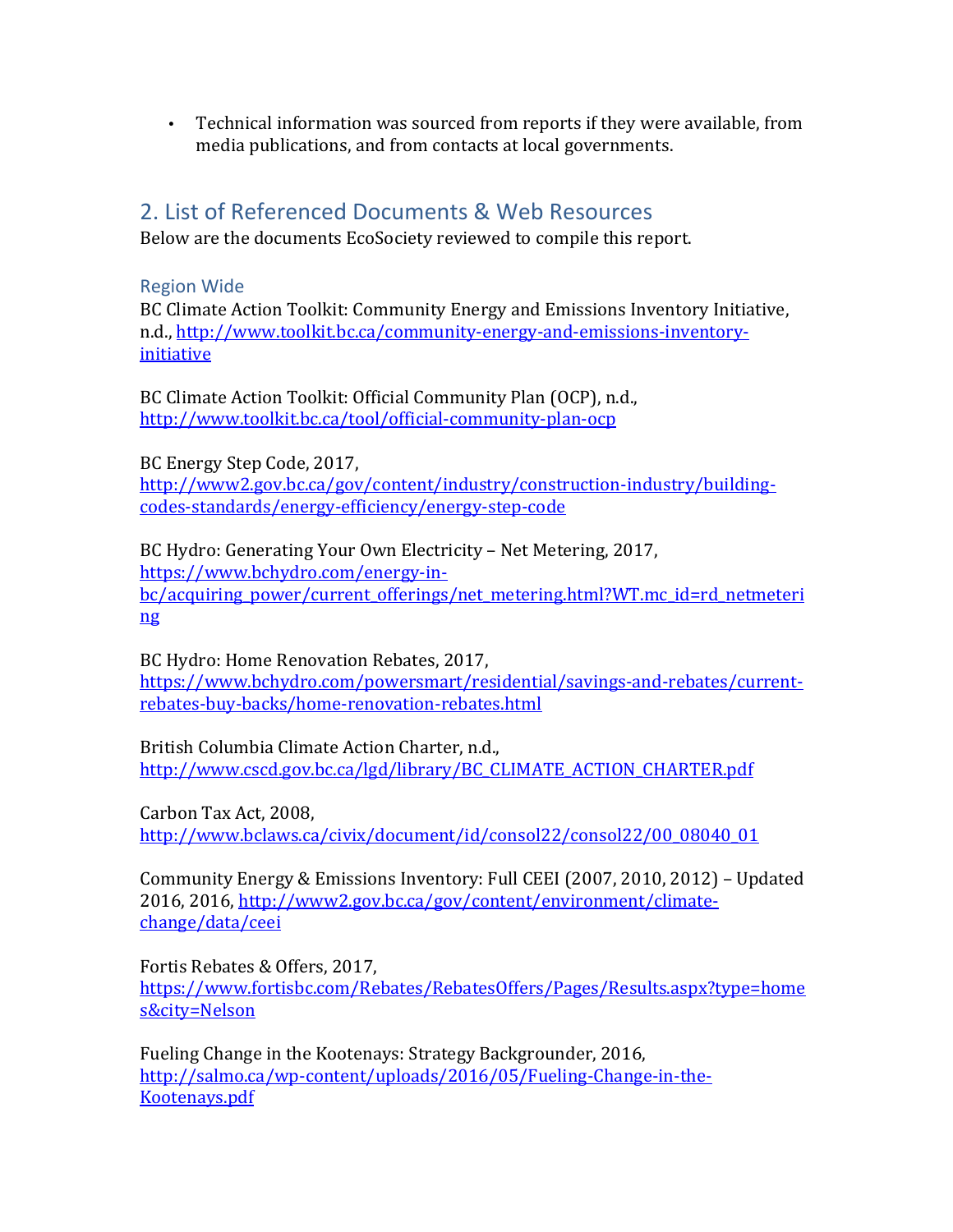- Technical information was sourced from reports if they were available, from media publications, and from contacts at local governments.

## 2. List of Referenced Documents & Web Resources

Below are the documents EcoSociety reviewed to compile this report.

### Region Wide

BC Climate Action Toolkit: Community Energy and Emissions Inventory Initiative, n.d., http://www.toolkit.bc.ca/community-energy-and-emissions-inventory-initiative

BC Climate Action Toolkit: Official Community Plan (OCP), n.d., http://www.toolkit.bc.ca/tool/official-community-plan-ocp

BC Energy Step Code, 2017, http://www2.gov.bc.ca/gov/content/industry/construction-industry/building-codes-standards/energy-efficiency/energy-step-code

BC Hydro: Generating Your Own Electricity – Net Metering, 2017, https://www.bchydro.com/energy-in-bc/acquiring_power/current_offerings/net_metering.html?WT.mc_id=rd_netmetering

BC Hydro: Home Renovation Rebates, 2017, https://www.bchydro.com/powersmart/residential/savings-and-rebates/current-rebates-buy-backs/home-renovation-rebates.html

British Columbia Climate Action Charter, n.d., http://www.cscd.gov.bc.ca/lgd/library/BC_CLIMATE_ACTION_CHARTER.pdf

Carbon Tax Act, 2008, http://www.bclaws.ca/civix/document/id/consol22/consol22/00_08040_01

Community Energy & Emissions Inventory: Full CEEI (2007, 2010, 2012) – Updated 2016, 2016, http://www2.gov.bc.ca/gov/content/environment/climate-change/data/ceei

Fortis Rebates & Offers, 2017, https://www.fortisbc.com/Rebates/RebatesOffers/Pages/Results.aspx?type=homes&city=Nelson

Fueling Change in the Kootenays: Strategy Backgrounder, 2016, http://salmo.ca/wp-content/uploads/2016/05/Fueling-Change-in-the-Kootenays.pdf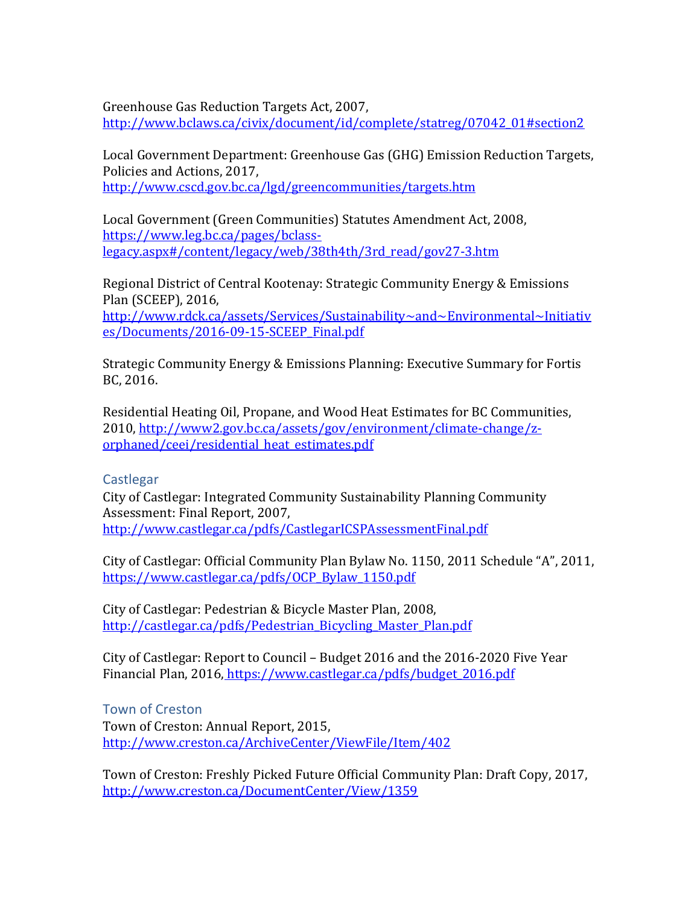Greenhouse Gas Reduction Targets Act, 2007, http://www.bclaws.ca/civix/document/id/complete/statreg/07042_01#section2

Local Government Department: Greenhouse Gas (GHG) Emission Reduction Targets, Policies and Actions, 2017, http://www.cscd.gov.bc.ca/lgd/greencommunities/targets.htm

Local Government (Green Communities) Statutes Amendment Act, 2008, https://www.leg.bc.ca/pages/bclass-legacy.aspx#/content/legacy/web/38th4th/3rd_read/gov27-3.htm

Regional District of Central Kootenay: Strategic Community Energy & Emissions Plan (SCEEP), 2016, http://www.rdck.ca/assets/Services/Sustainability~and~Environmental~Initiatives/Documents/2016-09-15-SCEEP_Final.pdf

Strategic Community Energy & Emissions Planning: Executive Summary for Fortis BC, 2016.

Residential Heating Oil, Propane, and Wood Heat Estimates for BC Communities, 2010, http://www2.gov.bc.ca/assets/gov/environment/climate-change/z-orphaned/ceei/residential_heat_estimates.pdf

### Castlegar

City of Castlegar: Integrated Community Sustainability Planning Community Assessment: Final Report, 2007, http://www.castlegar.ca/pdfs/CastlegarICSPAssessmentFinal.pdf

City of Castlegar: Official Community Plan Bylaw No. 1150, 2011 Schedule "A", 2011, https://www.castlegar.ca/pdfs/OCP_Bylaw_1150.pdf

City of Castlegar: Pedestrian & Bicycle Master Plan, 2008, http://castlegar.ca/pdfs/Pedestrian_Bicycling_Master_Plan.pdf

City of Castlegar: Report to Council – Budget 2016 and the 2016-2020 Five Year Financial Plan, 2016, https://www.castlegar.ca/pdfs/budget_2016.pdf

### Town of Creston

Town of Creston: Annual Report, 2015, http://www.creston.ca/ArchiveCenter/ViewFile/Item/402

Town of Creston: Freshly Picked Future Official Community Plan: Draft Copy, 2017, http://www.creston.ca/DocumentCenter/View/1359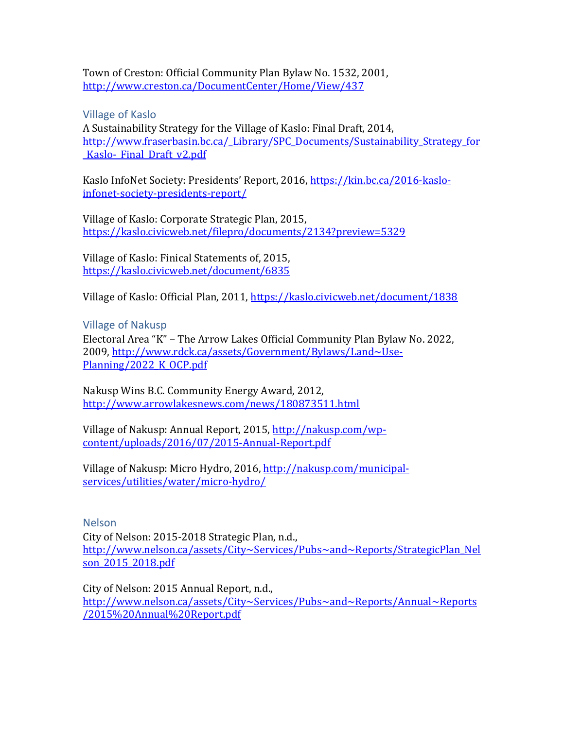Town of Creston: Official Community Plan Bylaw No. 1532, 2001, http://www.creston.ca/DocumentCenter/Home/View/437

### Village of Kaslo

A Sustainability Strategy for the Village of Kaslo: Final Draft, 2014, http://www.fraserbasin.bc.ca/_Library/SPC_Documents/Sustainability_Strategy_for_Kaslo-_Final_Draft_v2.pdf

Kaslo InfoNet Society: Presidents' Report, 2016, https://kin.bc.ca/2016-kaslo-infonet-society-presidents-report/

Village of Kaslo: Corporate Strategic Plan, 2015, https://kaslo.civicweb.net/filepro/documents/2134?preview=5329

Village of Kaslo: Finical Statements of, 2015, https://kaslo.civicweb.net/document/6835

Village of Kaslo: Official Plan, 2011, https://kaslo.civicweb.net/document/1838

### Village of Nakusp

Electoral Area "K" – The Arrow Lakes Official Community Plan Bylaw No. 2022, 2009, http://www.rdck.ca/assets/Government/Bylaws/Land~Use-Planning/2022_K_OCP.pdf

Nakusp Wins B.C. Community Energy Award, 2012, http://www.arrowlakesnews.com/news/180873511.html

Village of Nakusp: Annual Report, 2015, http://nakusp.com/wp-content/uploads/2016/07/2015-Annual-Report.pdf

Village of Nakusp: Micro Hydro, 2016, http://nakusp.com/municipal-services/utilities/water/micro-hydro/

### Nelson

City of Nelson: 2015-2018 Strategic Plan, n.d., http://www.nelson.ca/assets/City~Services/Pubs~and~Reports/StrategicPlan_Nelson_2015_2018.pdf

City of Nelson: 2015 Annual Report, n.d., http://www.nelson.ca/assets/City~Services/Pubs~and~Reports/Annual~Reports/2015%20Annual%20Report.pdf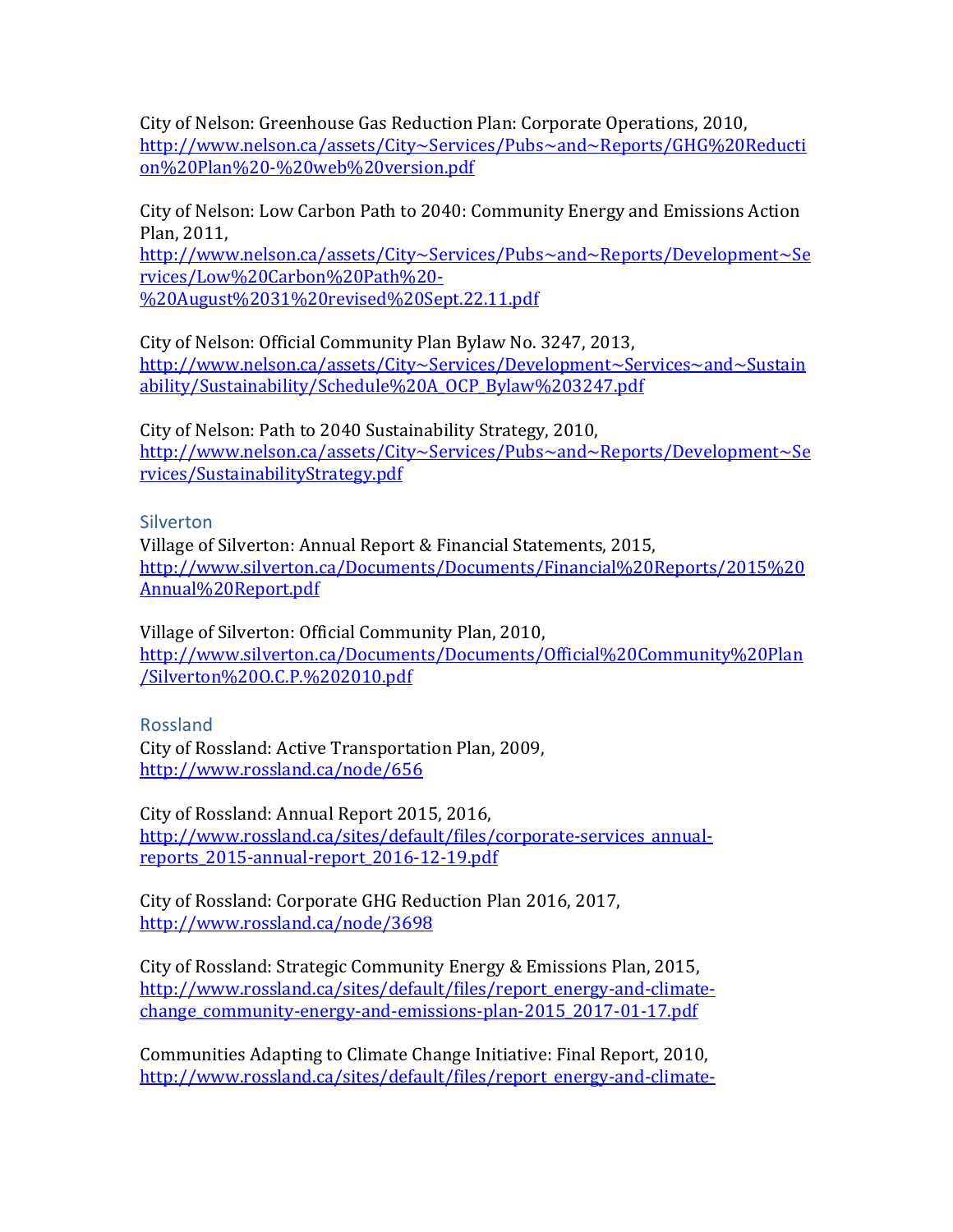City of Nelson: Greenhouse Gas Reduction Plan: Corporate Operations, 2010,
http://www.nelson.ca/assets/City~Services/Pubs~and~Reports/GHG%20Reduction%20Plan%20-%20web%20version.pdf

City of Nelson: Low Carbon Path to 2040: Community Energy and Emissions Action Plan, 2011,
http://www.nelson.ca/assets/City~Services/Pubs~and~Reports/Development~Services/Low%20Carbon%20Path%20-%20August%2031%20revised%20Sept.22.11.pdf

City of Nelson: Official Community Plan Bylaw No. 3247, 2013,
http://www.nelson.ca/assets/City~Services/Development~Services~and~Sustainability/Sustainability/Schedule%20A_OCP_Bylaw%203247.pdf

City of Nelson: Path to 2040 Sustainability Strategy, 2010,
http://www.nelson.ca/assets/City~Services/Pubs~and~Reports/Development~Services/SustainabilityStrategy.pdf

### Silverton

Village of Silverton: Annual Report & Financial Statements, 2015,
http://www.silverton.ca/Documents/Documents/Financial%20Reports/2015%20Annual%20Report.pdf

Village of Silverton: Official Community Plan, 2010,
http://www.silverton.ca/Documents/Documents/Official%20Community%20Plan/Silverton%20O.C.P.%202010.pdf

### Rossland

City of Rossland: Active Transportation Plan, 2009,
http://www.rossland.ca/node/656

City of Rossland: Annual Report 2015, 2016,
http://www.rossland.ca/sites/default/files/corporate-services_annual-reports_2015-annual-report_2016-12-19.pdf

City of Rossland: Corporate GHG Reduction Plan 2016, 2017,
http://www.rossland.ca/node/3698

City of Rossland: Strategic Community Energy & Emissions Plan, 2015,
http://www.rossland.ca/sites/default/files/report_energy-and-climate-change_community-energy-and-emissions-plan-2015_2017-01-17.pdf

Communities Adapting to Climate Change Initiative: Final Report, 2010,
http://www.rossland.ca/sites/default/files/report_energy-and-climate-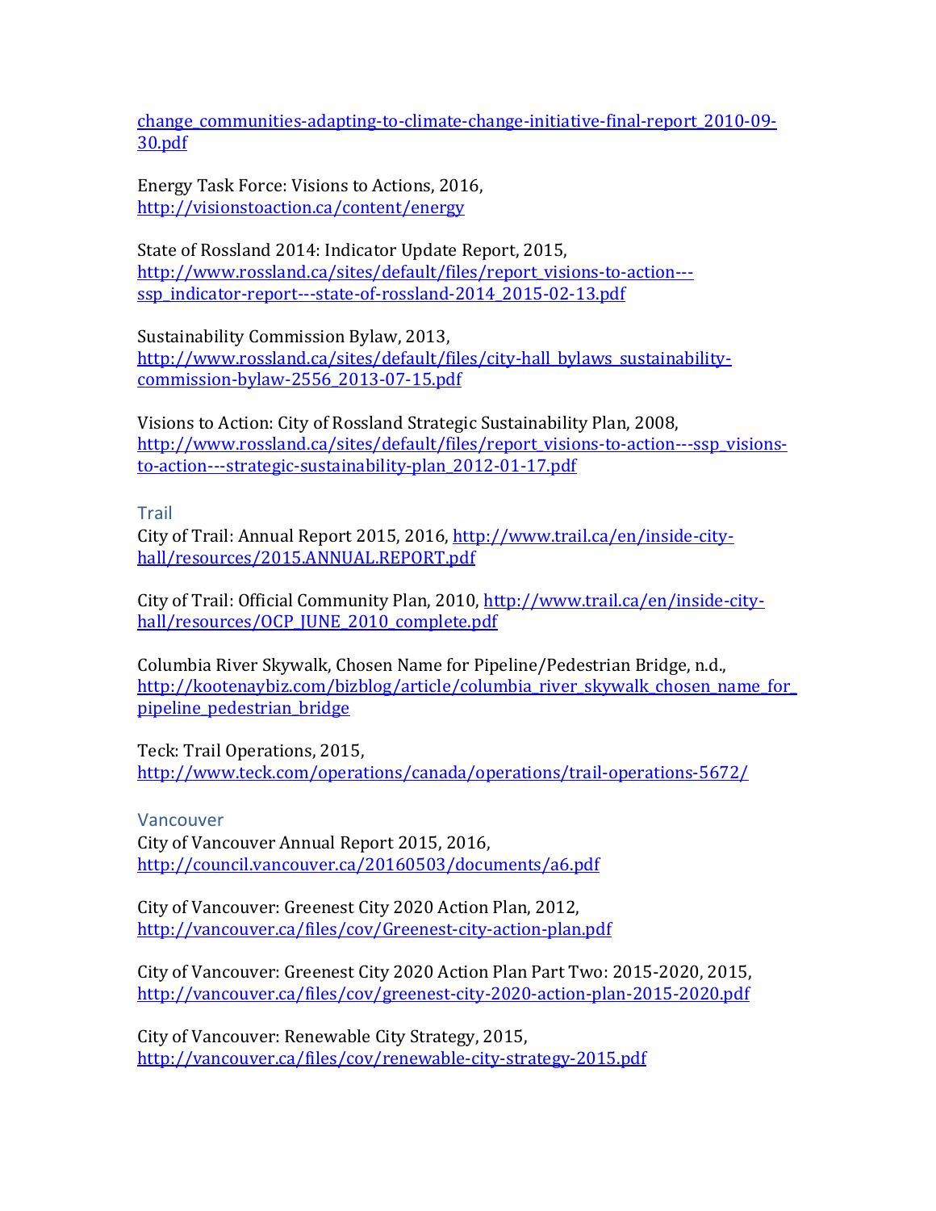change_communities-adapting-to-climate-change-initiative-final-report_2010-09-30.pdf

Energy Task Force: Visions to Actions, 2016, http://visionstoaction.ca/content/energy

State of Rossland 2014: Indicator Update Report, 2015, http://www.rossland.ca/sites/default/files/report_visions-to-action---ssp_indicator-report---state-of-rossland-2014_2015-02-13.pdf

Sustainability Commission Bylaw, 2013, http://www.rossland.ca/sites/default/files/city-hall_bylaws_sustainability-commission-bylaw-2556_2013-07-15.pdf

Visions to Action: City of Rossland Strategic Sustainability Plan, 2008, http://www.rossland.ca/sites/default/files/report_visions-to-action---ssp_visions-to-action---strategic-sustainability-plan_2012-01-17.pdf

### Trail

City of Trail: Annual Report 2015, 2016, http://www.trail.ca/en/inside-city-hall/resources/2015.ANNUAL.REPORT.pdf

City of Trail: Official Community Plan, 2010, http://www.trail.ca/en/inside-city-hall/resources/OCP_JUNE_2010_complete.pdf

Columbia River Skywalk, Chosen Name for Pipeline/Pedestrian Bridge, n.d., http://kootenaybiz.com/bizblog/article/columbia_river_skywalk_chosen_name_for_pipeline_pedestrian_bridge

Teck: Trail Operations, 2015, http://www.teck.com/operations/canada/operations/trail-operations-5672/

### Vancouver

City of Vancouver Annual Report 2015, 2016, http://council.vancouver.ca/20160503/documents/a6.pdf

City of Vancouver: Greenest City 2020 Action Plan, 2012, http://vancouver.ca/files/cov/Greenest-city-action-plan.pdf

City of Vancouver: Greenest City 2020 Action Plan Part Two: 2015-2020, 2015, http://vancouver.ca/files/cov/greenest-city-2020-action-plan-2015-2020.pdf

City of Vancouver: Renewable City Strategy, 2015, http://vancouver.ca/files/cov/renewable-city-strategy-2015.pdf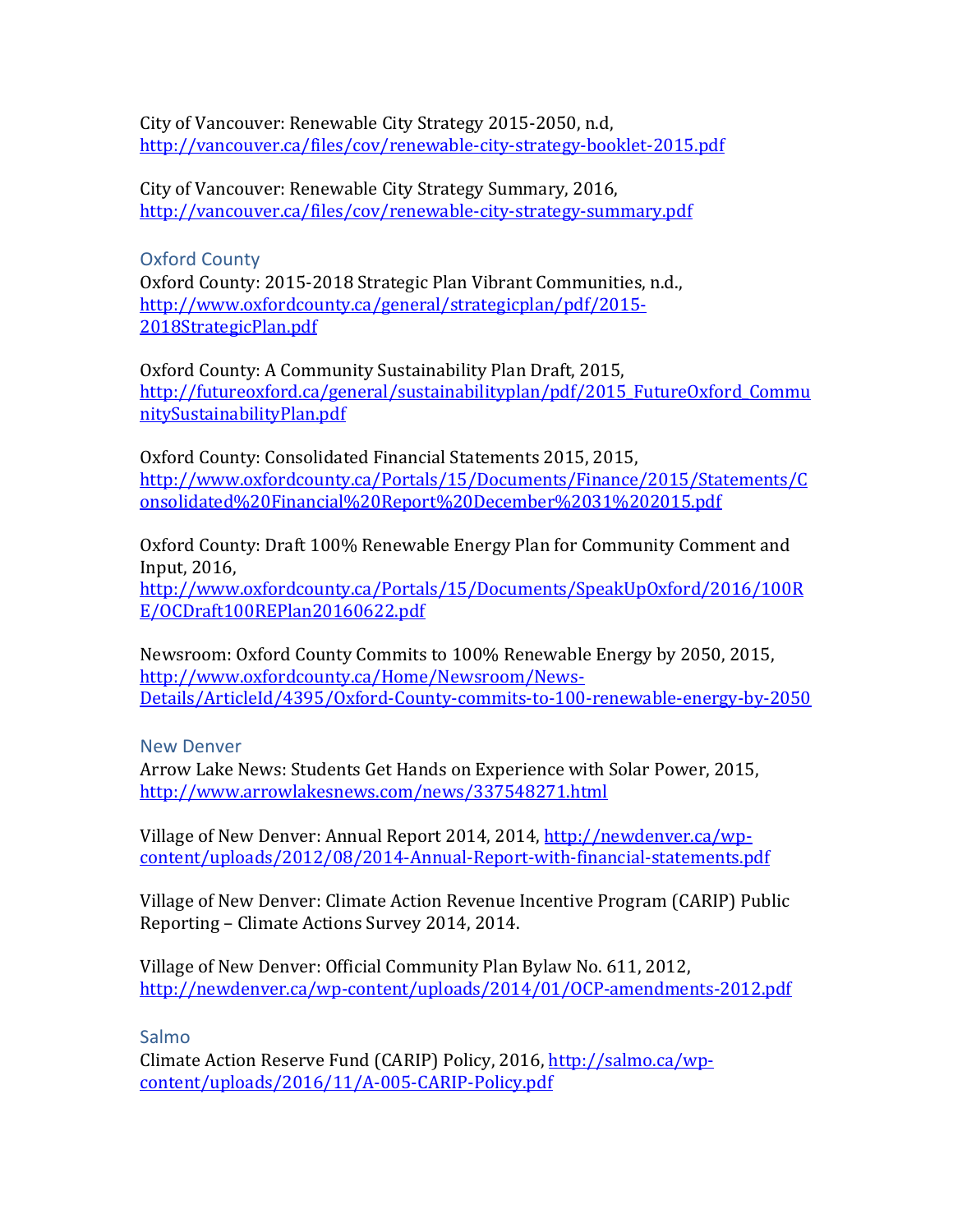City of Vancouver: Renewable City Strategy 2015-2050, n.d, http://vancouver.ca/files/cov/renewable-city-strategy-booklet-2015.pdf

City of Vancouver: Renewable City Strategy Summary, 2016, http://vancouver.ca/files/cov/renewable-city-strategy-summary.pdf

### Oxford County

Oxford County: 2015-2018 Strategic Plan Vibrant Communities, n.d., http://www.oxfordcounty.ca/general/strategicplan/pdf/2015-2018StrategicPlan.pdf

Oxford County: A Community Sustainability Plan Draft, 2015, http://futureoxford.ca/general/sustainabilityplan/pdf/2015_FutureOxford_CommunitySustainabilityPlan.pdf

Oxford County: Consolidated Financial Statements 2015, 2015, http://www.oxfordcounty.ca/Portals/15/Documents/Finance/2015/Statements/Consolidated%20Financial%20Report%20December%2031%202015.pdf

Oxford County: Draft 100% Renewable Energy Plan for Community Comment and Input, 2016, http://www.oxfordcounty.ca/Portals/15/Documents/SpeakUpOxford/2016/100RE/OCDraft100REPlan20160622.pdf

Newsroom: Oxford County Commits to 100% Renewable Energy by 2050, 2015, http://www.oxfordcounty.ca/Home/Newsroom/News-Details/ArticleId/4395/Oxford-County-commits-to-100-renewable-energy-by-2050

### New Denver

Arrow Lake News: Students Get Hands on Experience with Solar Power, 2015, http://www.arrowlakesnews.com/news/337548271.html

Village of New Denver: Annual Report 2014, 2014, http://newdenver.ca/wp-content/uploads/2012/08/2014-Annual-Report-with-financial-statements.pdf

Village of New Denver: Climate Action Revenue Incentive Program (CARIP) Public Reporting – Climate Actions Survey 2014, 2014.

Village of New Denver: Official Community Plan Bylaw No. 611, 2012, http://newdenver.ca/wp-content/uploads/2014/01/OCP-amendments-2012.pdf

### Salmo

Climate Action Reserve Fund (CARIP) Policy, 2016, http://salmo.ca/wp-content/uploads/2016/11/A-005-CARIP-Policy.pdf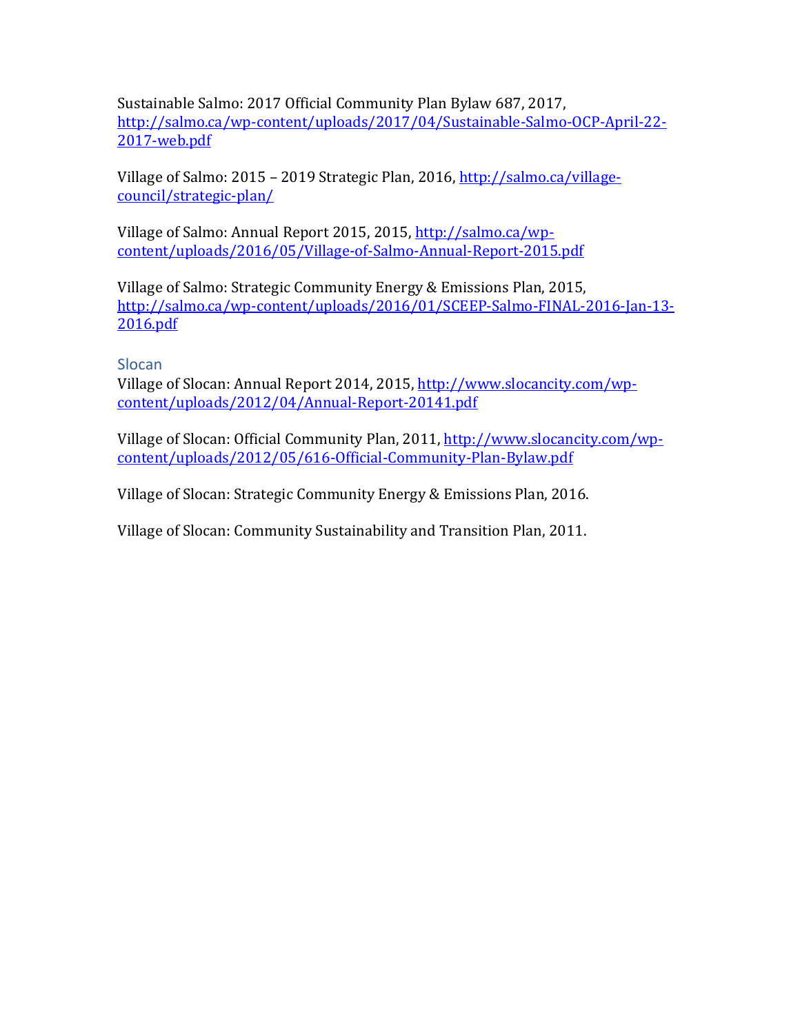Sustainable Salmo: 2017 Official Community Plan Bylaw 687, 2017, http://salmo.ca/wp-content/uploads/2017/04/Sustainable-Salmo-OCP-April-22-2017-web.pdf

Village of Salmo: 2015 – 2019 Strategic Plan, 2016, http://salmo.ca/village-council/strategic-plan/

Village of Salmo: Annual Report 2015, 2015, http://salmo.ca/wp-content/uploads/2016/05/Village-of-Salmo-Annual-Report-2015.pdf

Village of Salmo: Strategic Community Energy & Emissions Plan, 2015, http://salmo.ca/wp-content/uploads/2016/01/SCEEP-Salmo-FINAL-2016-Jan-13-2016.pdf

### Slocan

Village of Slocan: Annual Report 2014, 2015, http://www.slocancity.com/wp-content/uploads/2012/04/Annual-Report-20141.pdf

Village of Slocan: Official Community Plan, 2011, http://www.slocancity.com/wp-content/uploads/2012/05/616-Official-Community-Plan-Bylaw.pdf

Village of Slocan: Strategic Community Energy & Emissions Plan, 2016.

Village of Slocan: Community Sustainability and Transition Plan, 2011.